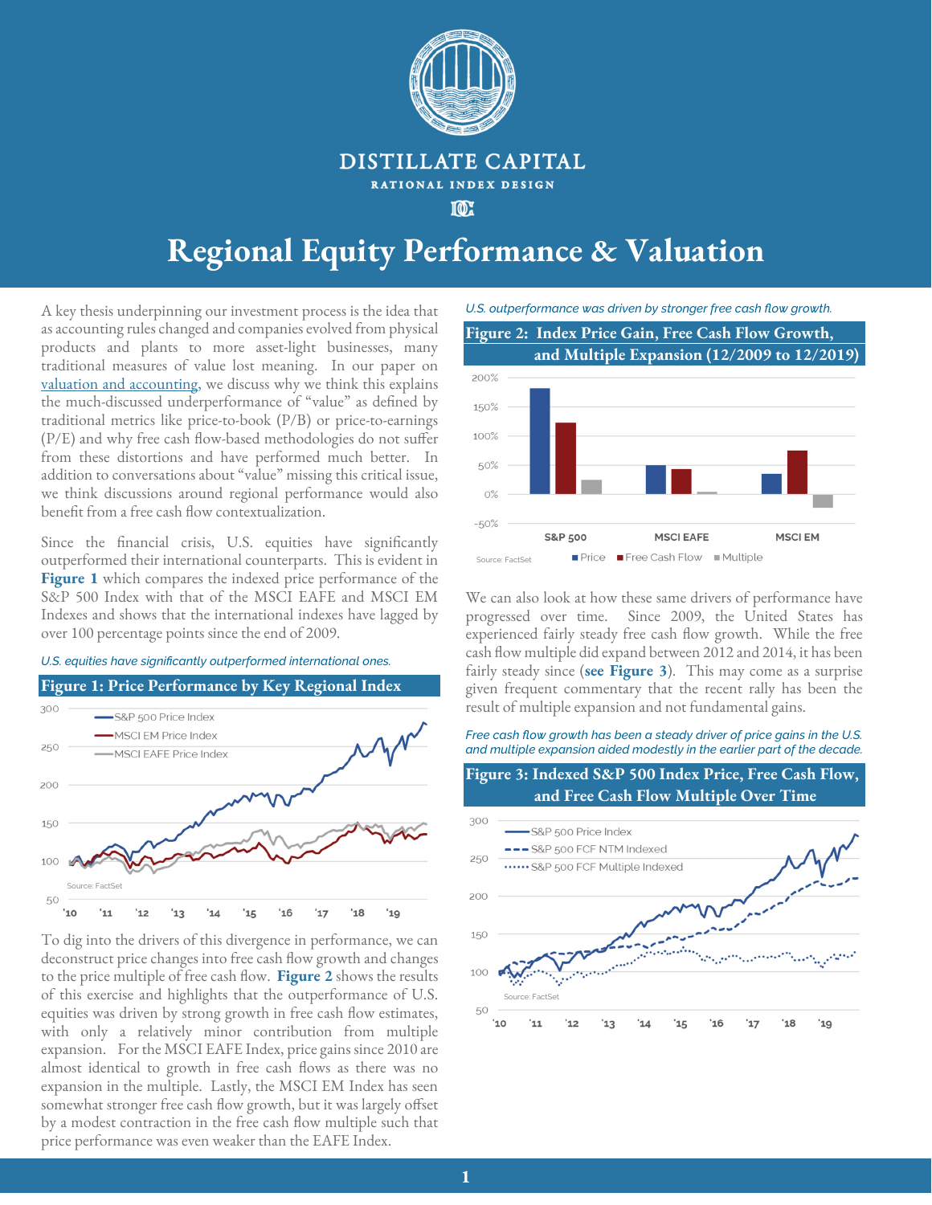# DISTILLATE CAPITAL

RATIONAL INDEX DESIGN

# Regional Equity Performance & Valuation

A key thesis underpinning our investment process is the idea that as accounting rules changed and companies evolved from physical products and plants to more asset-light businesses, many traditional measures of value lost meaning. In our paper on [valuation and accounting](), we discuss why we think this explains the much-discussed underperformance of "value" as defined by traditional metrics like price-to-book (P/B) or price-to-earnings (P/E) and why free cash flow-based methodologies do not suffer from these distortions and have performed much better. In addition to conversations about "value" missing this critical issue, we think discussions around regional performance would also benefit from a free cash flow contextualization.

Since the financial crisis, U.S. equities have significantly outperformed their international counterparts. This is evident in **Figure 1** which compares the indexed price performance of the S&P 500 Index with that of the MSCI EAFE and MSCI EM Indexes and shows that the international indexes have lagged by over 100 percentage points since the end of 2009.

*U.S. equities have significantly outperformed international ones.*

**Figure 1: Price Performance by Key Regional Index**

Source: FactSet

To dig into the drivers of this divergence in performance, we can deconstruct price changes into free cash flow growth and changes to the price multiple of free cash flow. **Figure 2** shows the results of this exercise and highlights that the outperformance of U.S. equities was driven by strong growth in free cash flow estimates, with only a relatively minor contribution from multiple expansion. For the MSCI EAFE Index, price gains since 2010 are almost identical to growth in free cash flows as there was no expansion in the multiple. Lastly, the MSCI EM Index has seen somewhat stronger free cash flow growth, but it was largely offset by a modest contraction in the free cash flow multiple such that price performance was even weaker than the EAFE Index.

*U.S. outperformance was driven by stronger free cash flow growth.*

**Figure 2: Index Price Gain, Free Cash Flow Growth, and Multiple Expansion (12/2009 to 12/2019)**

Source: FactSet

We can also look at how these same drivers of performance have progressed over time. Since 2009, the United States has experienced fairly steady free cash flow growth. While the free cash flow multiple did expand between 2012 and 2014, it has been fairly steady since (**see Figure 3**). This may come as a surprise given frequent commentary that the recent rally has been the result of multiple expansion and not fundamental gains.

*Free cash flow growth has been a steady driver of price gains in the U.S. and multiple expansion aided modestly in the earlier part of the decade.*

**Figure 3: Indexed S&P 500 Index Price, Free Cash Flow, and Free Cash Flow Multiple Over Time**

Source: FactSet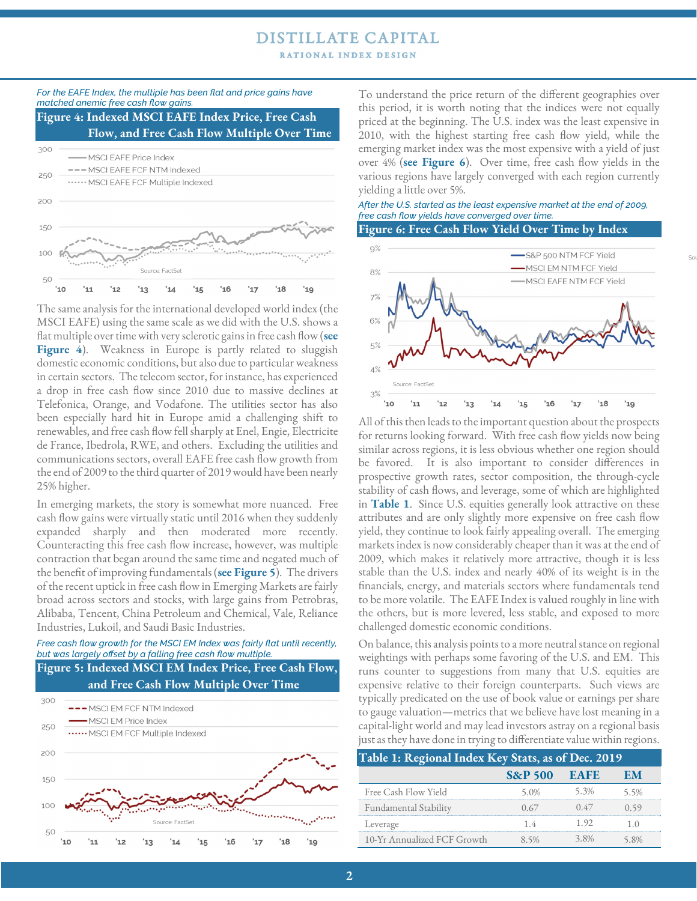*For the EAFE Index, the multiple has been flat and price gains have matched anemic free cash flow gains.*

**Figure 4: Indexed MSCI EAFE Index Price, Free Cash Flow, and Free Cash Flow Multiple Over Time**

The same analysis for the international developed world index (the MSCI EAFE) using the same scale as we did with the U.S. shows a flat multiple over time with very sclerotic gains in free cash flow (**see Figure 4**). Weakness in Europe is partly related to sluggish domestic economic conditions, but also due to particular weakness in certain sectors. The telecom sector, for instance, has experienced a drop in free cash flow since 2010 due to massive declines at Telefonica, Orange, and Vodafone. The utilities sector has also been especially hard hit in Europe amid a challenging shift to renewables, and free cash flow fell sharply at Enel, Engie, Electricite de France, Ibedrola, RWE, and others. Excluding the utilities and communications sectors, overall EAFE free cash flow growth from the end of 2009 to the third quarter of 2019 would have been nearly 25% higher.

In emerging markets, the story is somewhat more nuanced. Free cash flow gains were virtually static until 2016 when they suddenly expanded sharply and then moderated more recently. Counteracting this free cash flow increase, however, was multiple contraction that began around the same time and negated much of the benefit of improving fundamentals (**see Figure 5**). The drivers of the recent uptick in free cash flow in Emerging Markets are fairly broad across sectors and stocks, with large gains from Petrobras, Alibaba, Tencent, China Petroleum and Chemical, Vale, Reliance Industries, Lukoil, and Saudi Basic Industries.

*Free cash flow growth for the MSCI EM Index was fairly flat until recently, but was largely offset by a falling free cash flow multiple.*

**Figure 5: Indexed MSCI EM Index Price, Free Cash Flow, and Free Cash Flow Multiple Over Time**

To understand the price return of the different geographies over this period, it is worth noting that the indices were not equally priced at the beginning. The U.S. index was the least expensive in 2010, with the highest starting free cash flow yield, while the emerging market index was the most expensive with a yield of just over 4% (**see Figure 6**). Over time, free cash flow yields in the various regions have largely converged with each region currently yielding a little over 5%.

*After the U.S. started as the least expensive market at the end of 2009, free cash flow yields have converged over time.*

**Figure 6: Free Cash Flow Yield Over Time by Index**

All of this then leads to the important question about the prospects for returns looking forward. With free cash flow yields now being similar across regions, it is less obvious whether one region should be favored. It is also important to consider differences in prospective growth rates, sector composition, the through-cycle stability of cash flows, and leverage, some of which are highlighted in **Table 1**. Since U.S. equities generally look attractive on these attributes and are only slightly more expensive on free cash flow yield, they continue to look fairly appealing overall. The emerging markets index is now considerably cheaper than it was at the end of 2009, which makes it relatively more attractive, though it is less stable than the U.S. index and nearly 40% of its weight is in the financials, energy, and materials sectors where fundamentals tend to be more volatile. The EAFE Index is valued roughly in line with the others, but is more levered, less stable, and exposed to more challenged domestic economic conditions.

On balance, this analysis points to a more neutral stance on regional weightings with perhaps some favoring of the U.S. and EM. This runs counter to suggestions from many that U.S. equities are expensive relative to their foreign counterparts. Such views are typically predicated on the use of book value or earnings per share to gauge valuation—metrics that we believe have lost meaning in a capital-light world and may lead investors astray on a regional basis just as they have done in trying to differentiate value within regions.

**Table 1: Regional Index Key Stats, as of Dec. 2019**

| | S&P 500 | EAFE | EM |
|---|---|---|---|
| Free Cash Flow Yield | 5.0% | 5.3% | 5.5% |
| Fundamental Stability | 0.67 | 0.47 | 0.59 |
| Leverage | 1.4 | 1.92 | 1.0 |
| 10-Yr Annualized FCF Growth | 8.5% | 3.8% | 5.8% |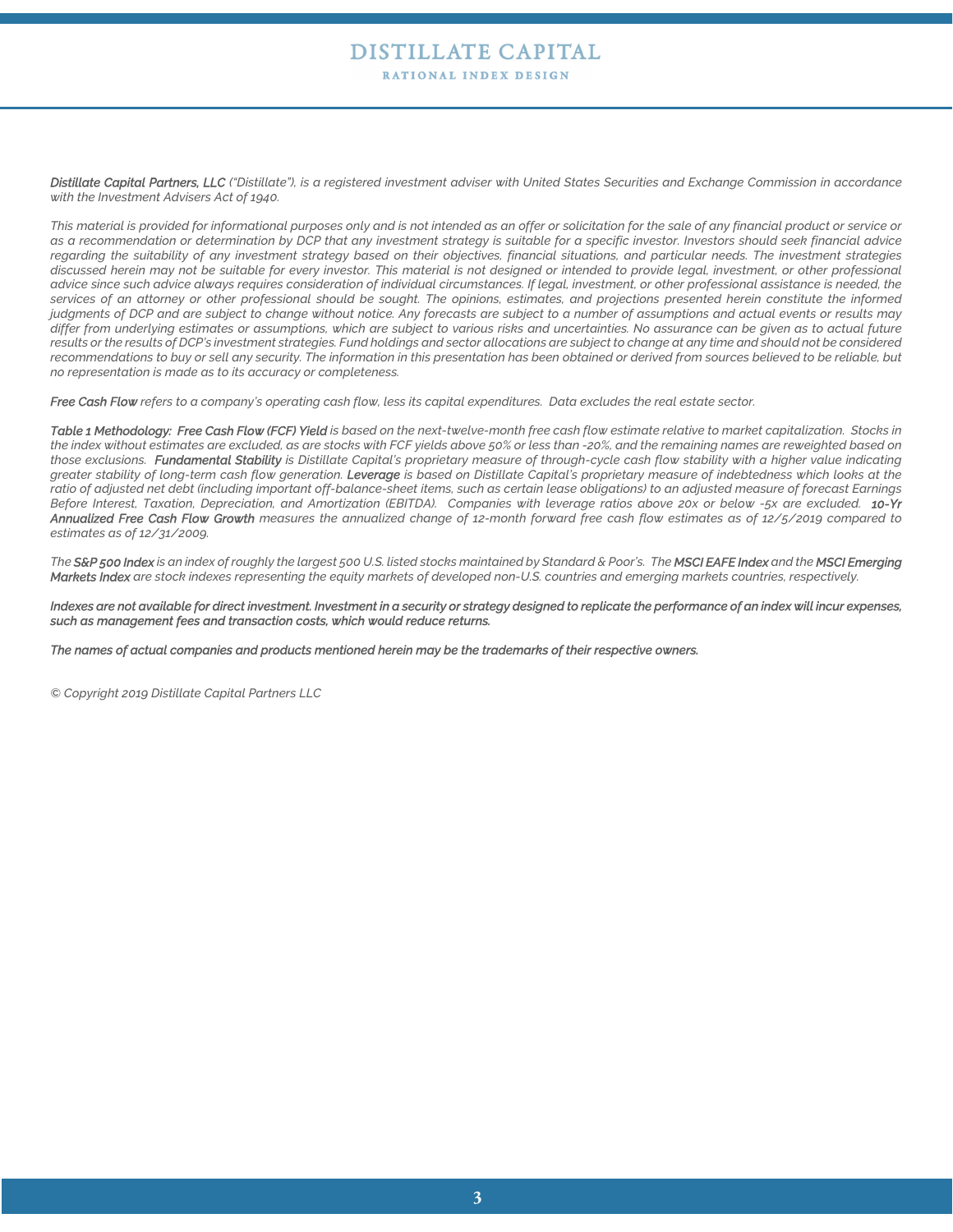*__Distillate Capital Partners, LLC__ ("Distillate"), is a registered investment adviser with United States Securities and Exchange Commission in accordance with the Investment Advisers Act of 1940.*

*This material is provided for informational purposes only and is not intended as an offer or solicitation for the sale of any financial product or service or as a recommendation or determination by DCP that any investment strategy is suitable for a specific investor. Investors should seek financial advice regarding the suitability of any investment strategy based on their objectives, financial situations, and particular needs. The investment strategies discussed herein may not be suitable for every investor. This material is not designed or intended to provide legal, investment, or other professional advice since such advice always requires consideration of individual circumstances. If legal, investment, or other professional assistance is needed, the services of an attorney or other professional should be sought. The opinions, estimates, and projections presented herein constitute the informed judgments of DCP and are subject to change without notice. Any forecasts are subject to a number of assumptions and actual events or results may differ from underlying estimates or assumptions, which are subject to various risks and uncertainties. No assurance can be given as to actual future results or the results of DCP's investment strategies. Fund holdings and sector allocations are subject to change at any time and should not be considered recommendations to buy or sell any security. The information in this presentation has been obtained or derived from sources believed to be reliable, but no representation is made as to its accuracy or completeness.*

*__Free Cash Flow__ refers to a company's operating cash flow, less its capital expenditures. Data excludes the real estate sector.*

*__Table 1 Methodology: Free Cash Flow (FCF) Yield__ is based on the next-twelve-month free cash flow estimate relative to market capitalization. Stocks in the index without estimates are excluded, as are stocks with FCF yields above 50% or less than -20%, and the remaining names are reweighted based on those exclusions. __Fundamental Stability__ is Distillate Capital's proprietary measure of through-cycle cash flow stability with a higher value indicating greater stability of long-term cash flow generation. __Leverage__ is based on Distillate Capital's proprietary measure of indebtedness which looks at the ratio of adjusted net debt (including important off-balance-sheet items, such as certain lease obligations) to an adjusted measure of forecast Earnings Before Interest, Taxation, Depreciation, and Amortization (EBITDA). Companies with leverage ratios above 20x or below -5x are excluded. __10-Yr Annualized Free Cash Flow Growth__ measures the annualized change of 12-month forward free cash flow estimates as of 12/5/2019 compared to estimates as of 12/31/2009.*

*The __S&P 500 Index__ is an index of roughly the largest 500 U.S. listed stocks maintained by Standard & Poor's. The __MSCI EAFE Index__ and the __MSCI Emerging Markets Index__ are stock indexes representing the equity markets of developed non-U.S. countries and emerging markets countries, respectively.*

***Indexes are not available for direct investment. Investment in a security or strategy designed to replicate the performance of an index will incur expenses, such as management fees and transaction costs, which would reduce returns.***

***The names of actual companies and products mentioned herein may be the trademarks of their respective owners.***

*© Copyright 2019 Distillate Capital Partners LLC*